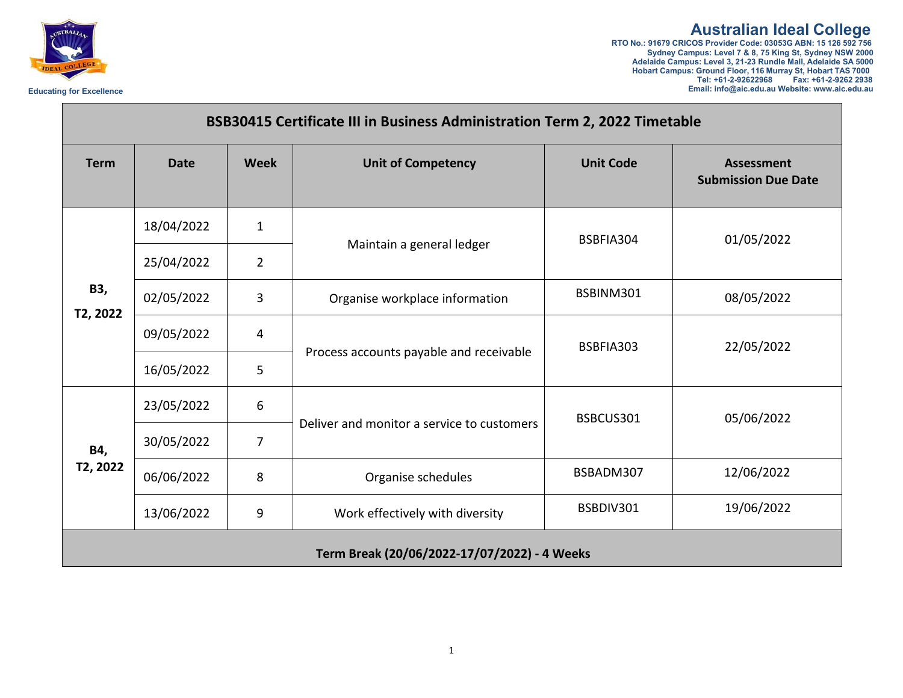# Australian Ideal College

RTO No.: 91679 CRICOS Provider Code: 03053G ABN: 15 126 592 756
Sydney Campus: Level 7 & 8, 75 King St, Sydney NSW 2000
Adelaide Campus: Level 3, 21-23 Rundle Mall, Adelaide SA 5000
Hobart Campus: Ground Floor, 116 Murray St, Hobart TAS 7000
Tel: +61-2-92622968 Fax: +61-2-9262 2938
Email: info@aic.edu.au Website: www.aic.edu.au

Educating for Excellence

| BSB30415 Certificate III in Business Administration Term 2, 2022 Timetable | | | | | |
|---|---|---|---|---|---|
| **Term** | **Date** | **Week** | **Unit of Competency** | **Unit Code** | **Assessment Submission Due Date** |
| **B3, T2, 2022** | 18/04/2022 | 1 | Maintain a general ledger | BSBFIA304 | 01/05/2022 |
| | 25/04/2022 | 2 | | | |
| | 02/05/2022 | 3 | Organise workplace information | BSBINM301 | 08/05/2022 |
| | 09/05/2022 | 4 | Process accounts payable and receivable | BSBFIA303 | 22/05/2022 |
| | 16/05/2022 | 5 | | | |
| **B4, T2, 2022** | 23/05/2022 | 6 | Deliver and monitor a service to customers | BSBCUS301 | 05/06/2022 |
| | 30/05/2022 | 7 | | | |
| | 06/06/2022 | 8 | Organise schedules | BSBADM307 | 12/06/2022 |
| | 13/06/2022 | 9 | Work effectively with diversity | BSBDIV301 | 19/06/2022 |
| **Term Break (20/06/2022-17/07/2022) - 4 Weeks** | | | | | |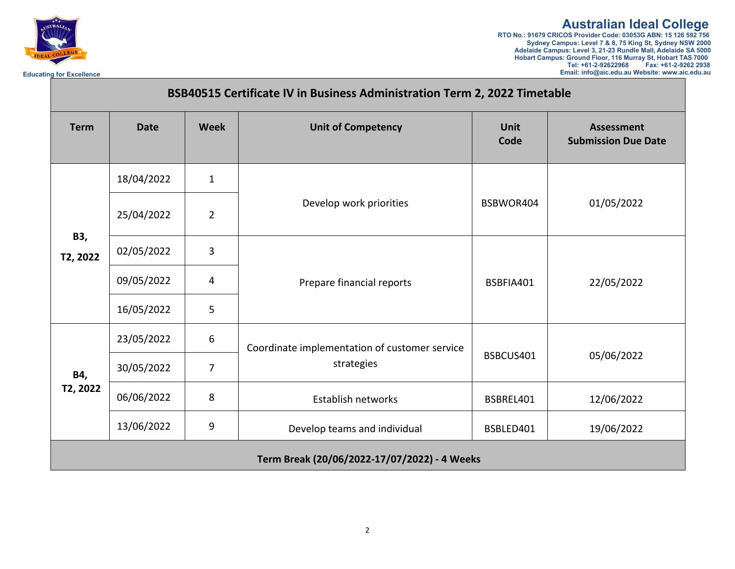**Australian Ideal College**
RTO No.: 91679 CRICOS Provider Code: 03053G ABN: 15 126 592 756
Sydney Campus: Level 7 & 8, 75 King St, Sydney NSW 2000
Adelaide Campus: Level 3, 21-23 Rundle Mall, Adelaide SA 5000
Hobart Campus: Ground Floor, 116 Murray St, Hobart TAS 7000
Tel: +61-2-92622968 Fax: +61-2-9262 2938
Email: info@aic.edu.au Website: www.aic.edu.au

Educating for Excellence

## BSB40515 Certificate IV in Business Administration Term 2, 2022 Timetable

| Term | Date | Week | Unit of Competency | Unit Code | Assessment Submission Due Date |
|---|---|---|---|---|---|
| B3, T2, 2022 | 18/04/2022 | 1 | Develop work priorities | BSBWOR404 | 01/05/2022 |
| | 25/04/2022 | 2 | | | |
| | 02/05/2022 | 3 | Prepare financial reports | BSBFIA401 | 22/05/2022 |
| | 09/05/2022 | 4 | | | |
| | 16/05/2022 | 5 | | | |
| B4, T2, 2022 | 23/05/2022 | 6 | Coordinate implementation of customer service strategies | BSBCUS401 | 05/06/2022 |
| | 30/05/2022 | 7 | | | |
| | 06/06/2022 | 8 | Establish networks | BSBREL401 | 12/06/2022 |
| | 13/06/2022 | 9 | Develop teams and individual | BSBLED401 | 19/06/2022 |
| **Term Break (20/06/2022-17/07/2022) - 4 Weeks** | | | | | |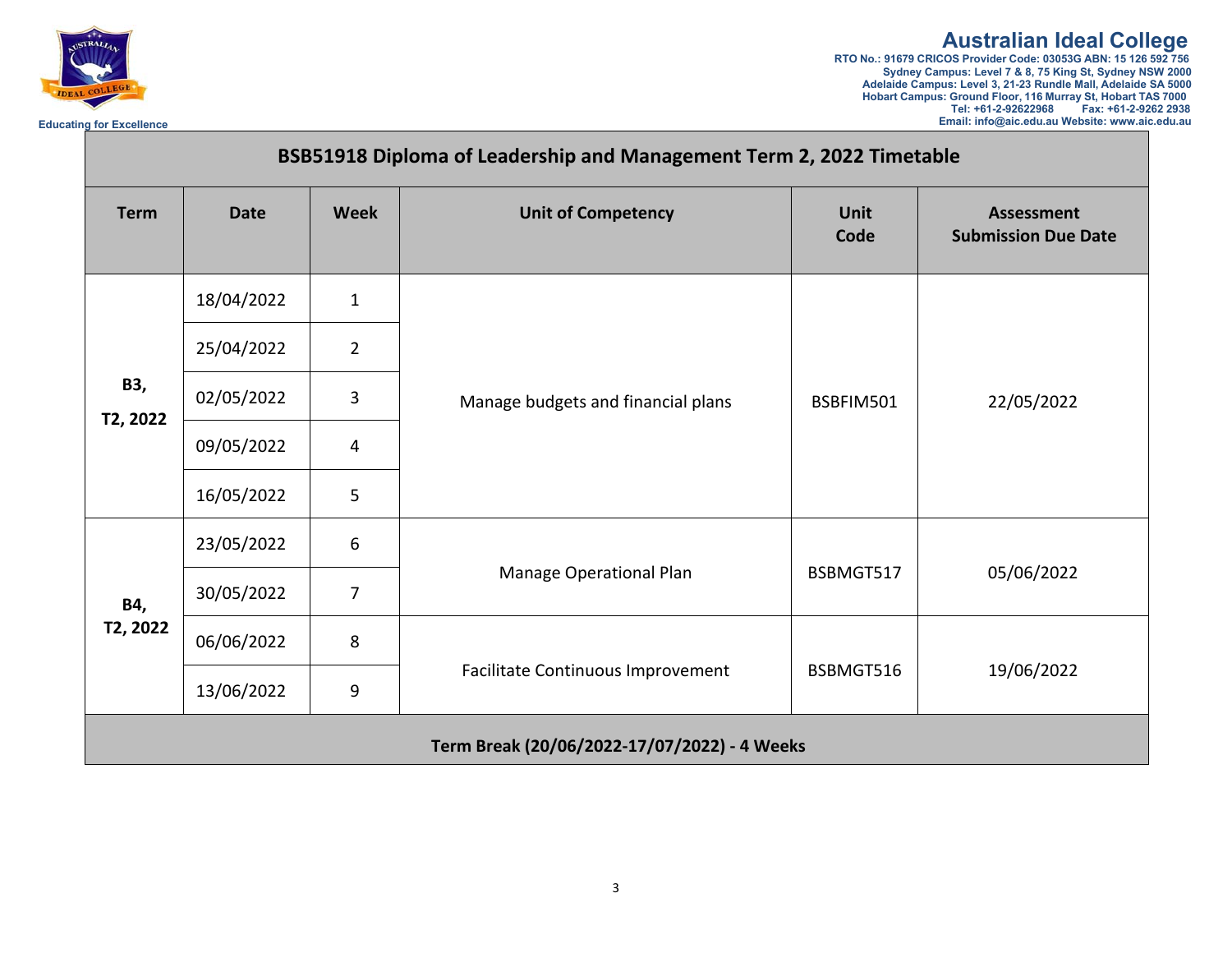**Australian Ideal College**
RTO No.: 91679 CRICOS Provider Code: 03053G ABN: 15 126 592 756
Sydney Campus: Level 7 & 8, 75 King St, Sydney NSW 2000
Adelaide Campus: Level 3, 21-23 Rundle Mall, Adelaide SA 5000
Hobart Campus: Ground Floor, 116 Murray St, Hobart TAS 7000
Tel: +61-2-92622968 Fax: +61-2-9262 2938
Email: info@aic.edu.au Website: www.aic.edu.au

Educating for Excellence

| BSB51918 Diploma of Leadership and Management Term 2, 2022 Timetable | | | | | |
|---|---|---|---|---|---|
| **Term** | **Date** | **Week** | **Unit of Competency** | **Unit Code** | **Assessment Submission Due Date** |
| **B3, T2, 2022** | 18/04/2022 | 1 | Manage budgets and financial plans | BSBFIM501 | 22/05/2022 |
| | 25/04/2022 | 2 | | | |
| | 02/05/2022 | 3 | | | |
| | 09/05/2022 | 4 | | | |
| | 16/05/2022 | 5 | | | |
| **B4, T2, 2022** | 23/05/2022 | 6 | Manage Operational Plan | BSBMGT517 | 05/06/2022 |
| | 30/05/2022 | 7 | | | |
| | 06/06/2022 | 8 | Facilitate Continuous Improvement | BSBMGT516 | 19/06/2022 |
| | 13/06/2022 | 9 | | | |
| **Term Break (20/06/2022-17/07/2022) - 4 Weeks** | | | | | |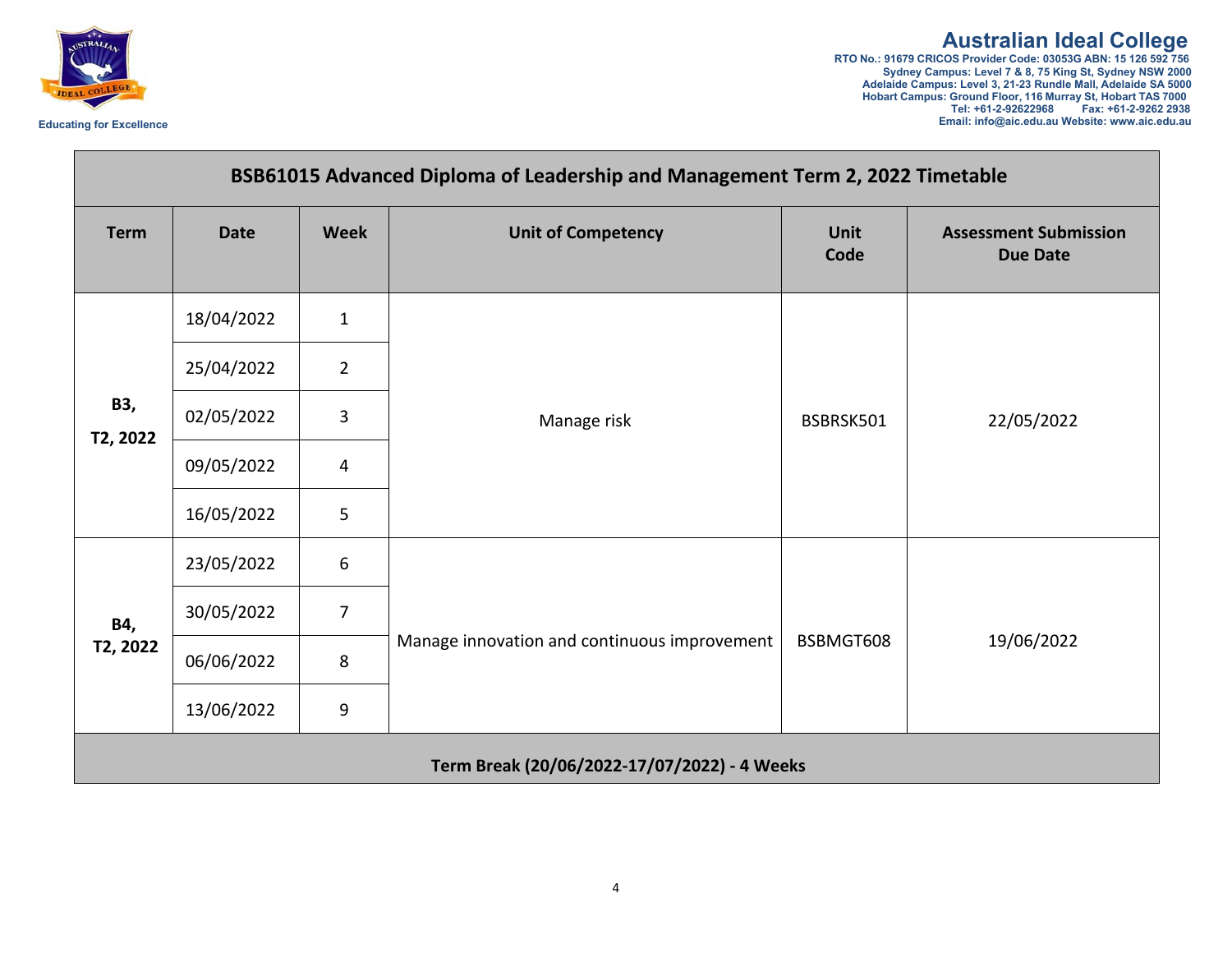# Australian Ideal College

RTO No.: 91679 CRICOS Provider Code: 03053G ABN: 15 126 592 756
Sydney Campus: Level 7 & 8, 75 King St, Sydney NSW 2000
Adelaide Campus: Level 3, 21-23 Rundle Mall, Adelaide SA 5000
Hobart Campus: Ground Floor, 116 Murray St, Hobart TAS 7000
Tel: +61-2-92622968 Fax: +61-2-9262 2938
Email: info@aic.edu.au Website: www.aic.edu.au

Educating for Excellence

## BSB61015 Advanced Diploma of Leadership and Management Term 2, 2022 Timetable

| Term | Date | Week | Unit of Competency | Unit Code | Assessment Submission Due Date |
|---|---|---|---|---|---|
| B3, T2, 2022 | 18/04/2022 | 1 | Manage risk | BSBRSK501 | 22/05/2022 |
| | 25/04/2022 | 2 | | | |
| | 02/05/2022 | 3 | | | |
| | 09/05/2022 | 4 | | | |
| | 16/05/2022 | 5 | | | |
| B4, T2, 2022 | 23/05/2022 | 6 | Manage innovation and continuous improvement | BSBMGT608 | 19/06/2022 |
| | 30/05/2022 | 7 | | | |
| | 06/06/2022 | 8 | | | |
| | 13/06/2022 | 9 | | | |
| **Term Break (20/06/2022-17/07/2022) - 4 Weeks** | | | | | |